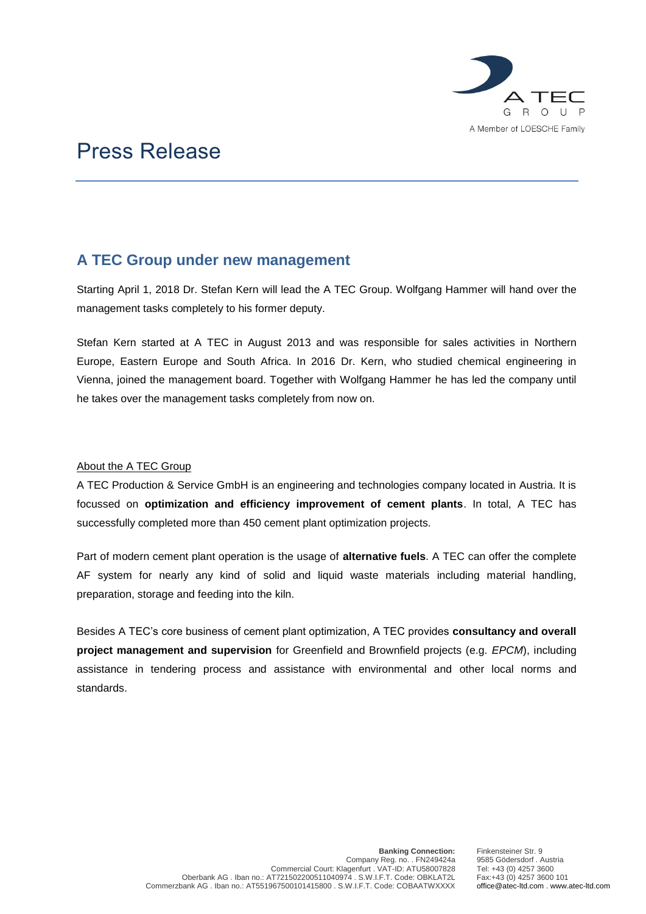# Press Release

## A TEC Group under new management

Starting April 1, 2018 Dr. Stefan Kern will lead the A TEC Group. Wolfgang Hammer will hand over the management tasks completely to his former deputy.

Stefan Kern started at A TEC in August 2013 and was responsible for sales activities in Northern Europe, Eastern Europe and South Africa. In 2016 Dr. Kern, who studied chemical engineering in Vienna, joined the management board. Together with Wolfgang Hammer he has led the company until he takes over the management tasks completely from now on.

### About the A TEC Group

A TEC Production & Service GmbH is an engineering and technologies company located in Austria. It is focussed on **optimization and efficiency improvement of cement plants**. In total, A TEC has successfully completed more than 450 cement plant optimization projects.

Part of modern cement plant operation is the usage of **alternative fuels**. A TEC can offer the complete AF system for nearly any kind of solid and liquid waste materials including material handling, preparation, storage and feeding into the kiln.

Besides A TEC's core business of cement plant optimization, A TEC provides **consultancy and overall project management and supervision** for Greenfield and Brownfield projects (e.g. *EPCM*), including assistance in tendering process and assistance with environmental and other local norms and standards.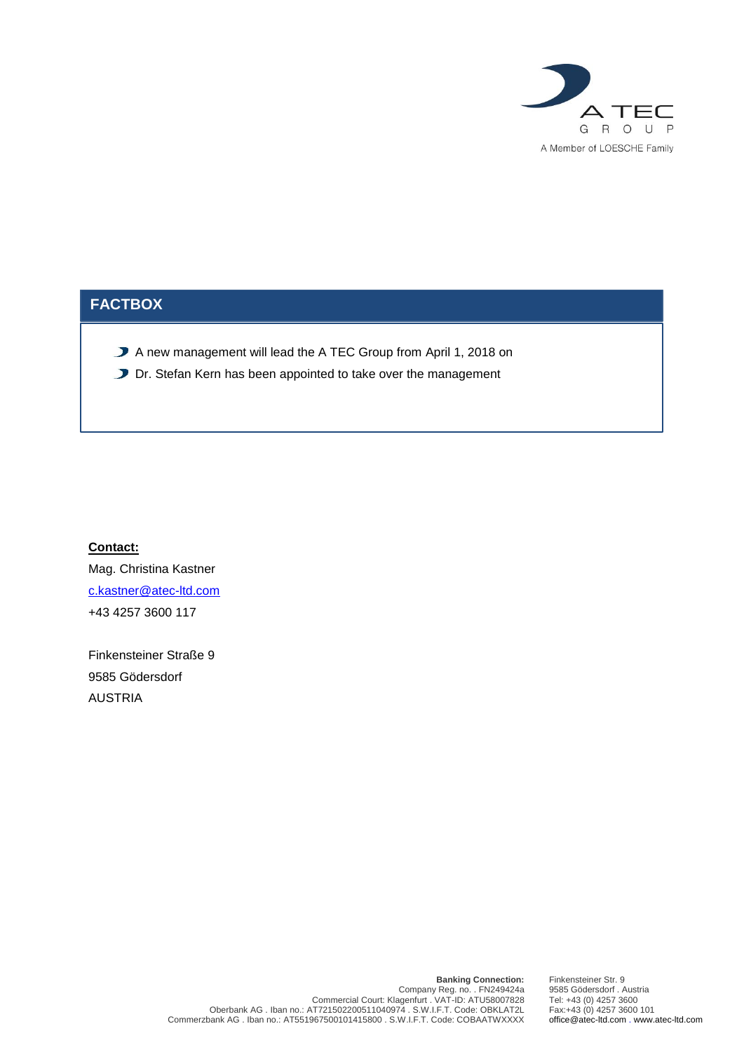## FACTBOX

- A new management will lead the A TEC Group from April 1, 2018 on
- Dr. Stefan Kern has been appointed to take over the management

**Contact:**

Mag. Christina Kastner
c.kastner@atec-ltd.com
+43 4257 3600 117

Finkensteiner Straße 9
9585 Gödersdorf
AUSTRIA